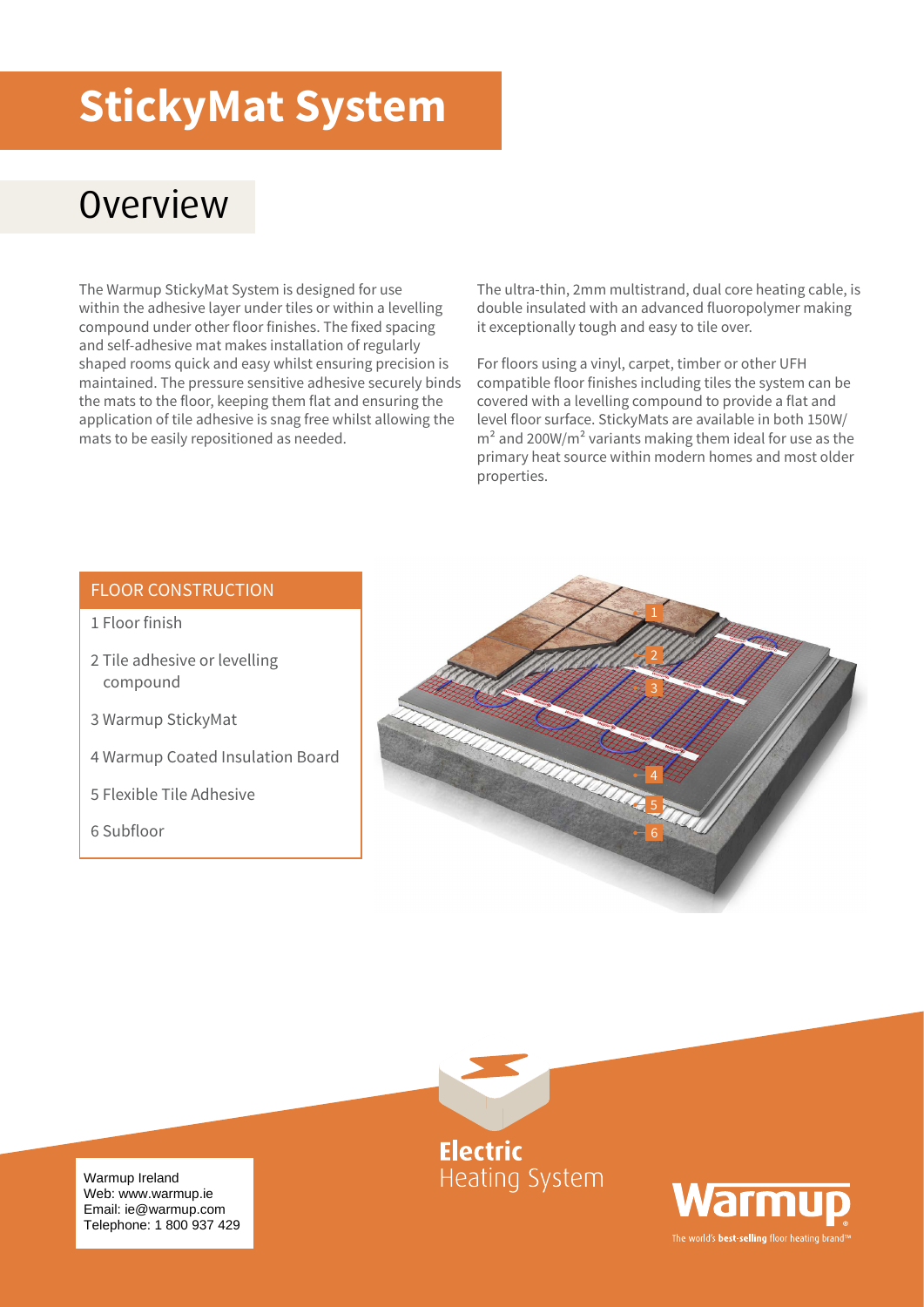# StickyMat System

## Overview

The Warmup StickyMat System is designed for use within the adhesive layer under tiles or within a levelling compound under other floor finishes. The fixed spacing and self-adhesive mat makes installation of regularly shaped rooms quick and easy whilst ensuring precision is maintained. The pressure sensitive adhesive securely binds the mats to the floor, keeping them flat and ensuring the application of tile adhesive is snag free whilst allowing the mats to be easily repositioned as needed.

The ultra-thin, 2mm multistrand, dual core heating cable, is double insulated with an advanced fluoropolymer making it exceptionally tough and easy to tile over.

For floors using a vinyl, carpet, timber or other UFH compatible floor finishes including tiles the system can be covered with a levelling compound to provide a flat and level floor surface. StickyMats are available in both 150W/$m^2$ and 200W/$m^2$ variants making them ideal for use as the primary heat source within modern homes and most older properties.

### FLOOR CONSTRUCTION

1 Floor finish

2 Tile adhesive or levelling compound

3 Warmup StickyMat

4 Warmup Coated Insulation Board

5 Flexible Tile Adhesive

6 Subfloor

**Electric** Heating System

Warmup Ireland
Web: www.warmup.ie
Email: ie@warmup.com
Telephone: 1 800 937 429

Warmup
The world's **best-selling** floor heating brand™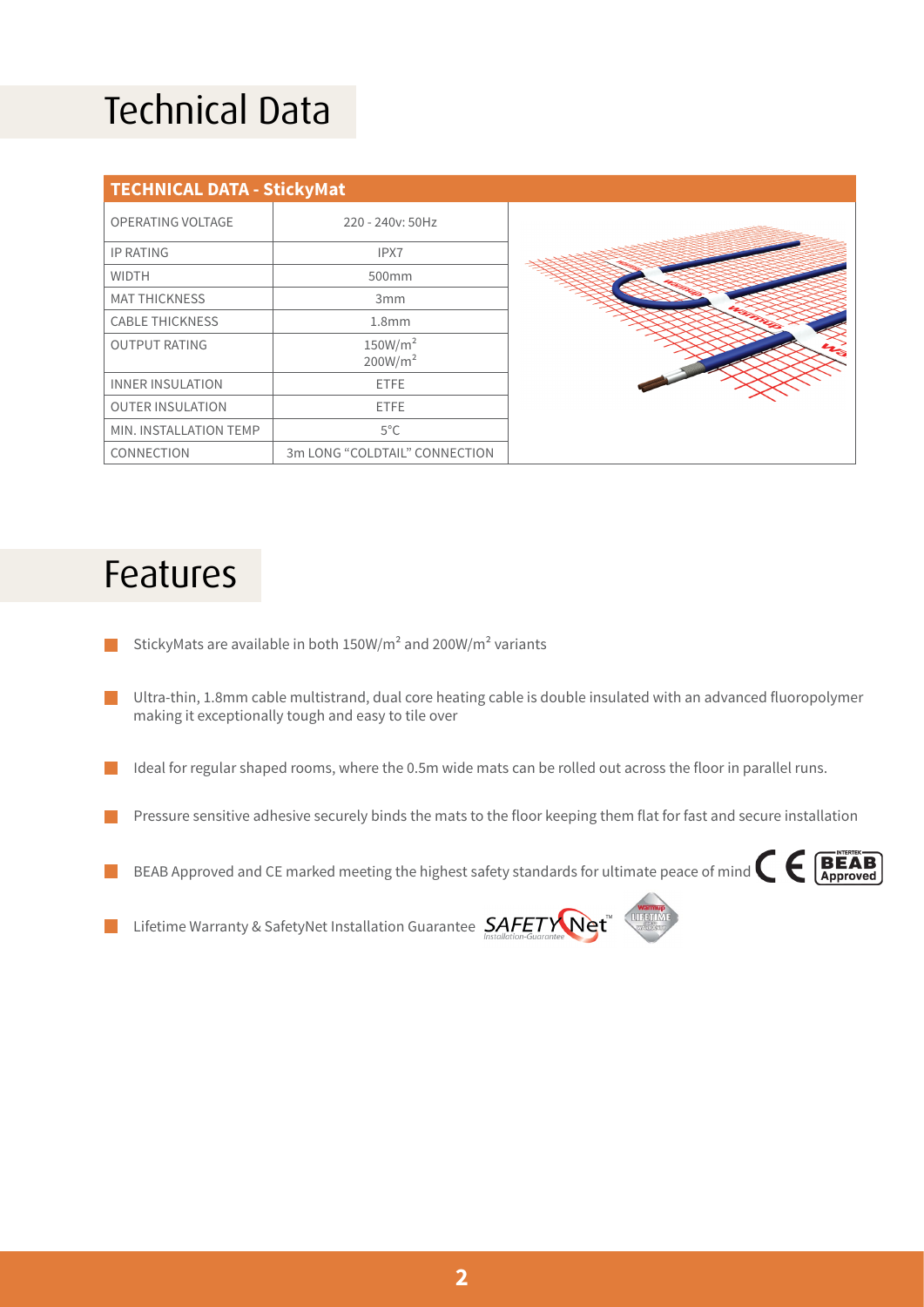# Technical Data

| TECHNICAL DATA - StickyMat | |
|---|---|
| OPERATING VOLTAGE | 220 - 240v: 50Hz |
| IP RATING | IPX7 |
| WIDTH | 500mm |
| MAT THICKNESS | 3mm |
| CABLE THICKNESS | 1.8mm |
| OUTPUT RATING | $150W/m^2$<br>$200W/m^2$ |
| INNER INSULATION | ETFE |
| OUTER INSULATION | ETFE |
| MIN. INSTALLATION TEMP | 5°C |
| CONNECTION | 3m LONG "COLDTAIL" CONNECTION |

# Features

- StickyMats are available in both $150W/m^2$ and $200W/m^2$ variants
- Ultra-thin, 1.8mm cable multistrand, dual core heating cable is double insulated with an advanced fluoropolymer making it exceptionally tough and easy to tile over
- Ideal for regular shaped rooms, where the 0.5m wide mats can be rolled out across the floor in parallel runs.
- Pressure sensitive adhesive securely binds the mats to the floor keeping them flat for fast and secure installation
- BEAB Approved and CE marked meeting the highest safety standards for ultimate peace of mind
- Lifetime Warranty & SafetyNet Installation Guarantee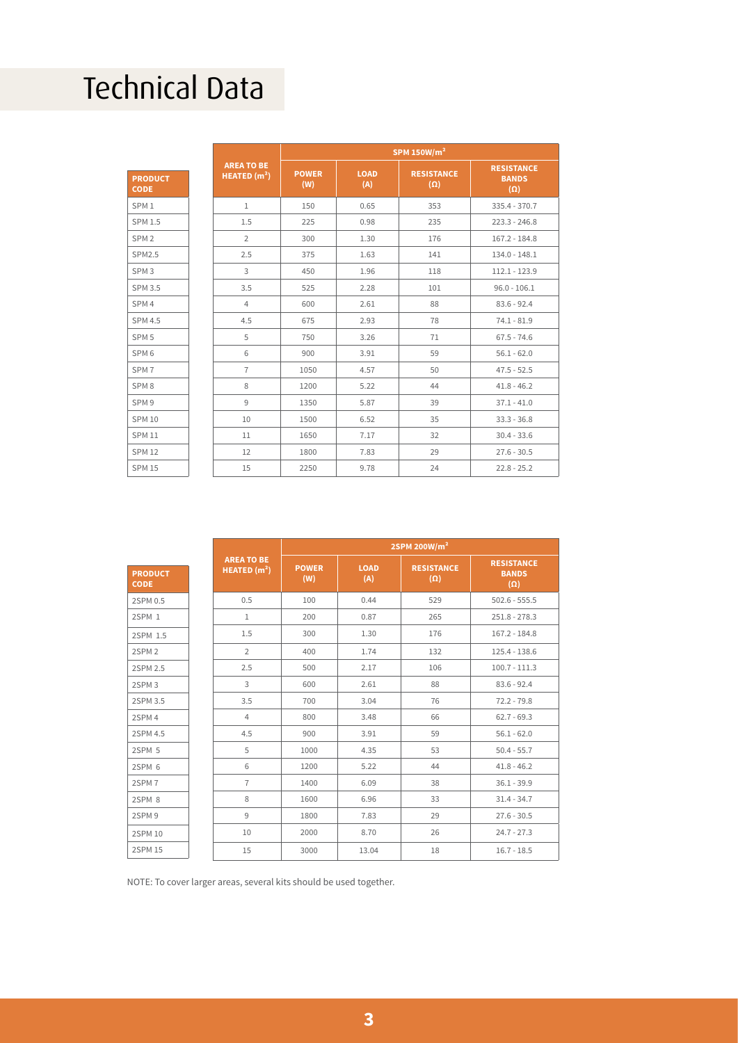# Technical Data

| PRODUCT CODE | AREA TO BE HEATED ($m^2$) | SPM 150W/$m^2$ | | | |
|---|---|---|---|---|---|
| | | POWER (W) | LOAD (A) | RESISTANCE (Ω) | RESISTANCE BANDS (Ω) |
| SPM 1 | 1 | 150 | 0.65 | 353 | 335.4 - 370.7 |
| SPM 1.5 | 1.5 | 225 | 0.98 | 235 | 223.3 - 246.8 |
| SPM 2 | 2 | 300 | 1.30 | 176 | 167.2 - 184.8 |
| SPM2.5 | 2.5 | 375 | 1.63 | 141 | 134.0 - 148.1 |
| SPM 3 | 3 | 450 | 1.96 | 118 | 112.1 - 123.9 |
| SPM 3.5 | 3.5 | 525 | 2.28 | 101 | 96.0 - 106.1 |
| SPM 4 | 4 | 600 | 2.61 | 88 | 83.6 - 92.4 |
| SPM 4.5 | 4.5 | 675 | 2.93 | 78 | 74.1 - 81.9 |
| SPM 5 | 5 | 750 | 3.26 | 71 | 67.5 - 74.6 |
| SPM 6 | 6 | 900 | 3.91 | 59 | 56.1 - 62.0 |
| SPM 7 | 7 | 1050 | 4.57 | 50 | 47.5 - 52.5 |
| SPM 8 | 8 | 1200 | 5.22 | 44 | 41.8 - 46.2 |
| SPM 9 | 9 | 1350 | 5.87 | 39 | 37.1 - 41.0 |
| SPM 10 | 10 | 1500 | 6.52 | 35 | 33.3 - 36.8 |
| SPM 11 | 11 | 1650 | 7.17 | 32 | 30.4 - 33.6 |
| SPM 12 | 12 | 1800 | 7.83 | 29 | 27.6 - 30.5 |
| SPM 15 | 15 | 2250 | 9.78 | 24 | 22.8 - 25.2 |

| PRODUCT CODE | AREA TO BE HEATED ($m^2$) | 2SPM 200W/$m^2$ | | | |
|---|---|---|---|---|---|
| | | POWER (W) | LOAD (A) | RESISTANCE (Ω) | RESISTANCE BANDS (Ω) |
| 2SPM 0.5 | 0.5 | 100 | 0.44 | 529 | 502.6 - 555.5 |
| 2SPM 1 | 1 | 200 | 0.87 | 265 | 251.8 - 278.3 |
| 2SPM 1.5 | 1.5 | 300 | 1.30 | 176 | 167.2 - 184.8 |
| 2SPM 2 | 2 | 400 | 1.74 | 132 | 125.4 - 138.6 |
| 2SPM 2.5 | 2.5 | 500 | 2.17 | 106 | 100.7 - 111.3 |
| 2SPM 3 | 3 | 600 | 2.61 | 88 | 83.6 - 92.4 |
| 2SPM 3.5 | 3.5 | 700 | 3.04 | 76 | 72.2 - 79.8 |
| 2SPM 4 | 4 | 800 | 3.48 | 66 | 62.7 - 69.3 |
| 2SPM 4.5 | 4.5 | 900 | 3.91 | 59 | 56.1 - 62.0 |
| 2SPM 5 | 5 | 1000 | 4.35 | 53 | 50.4 - 55.7 |
| 2SPM 6 | 6 | 1200 | 5.22 | 44 | 41.8 - 46.2 |
| 2SPM 7 | 7 | 1400 | 6.09 | 38 | 36.1 - 39.9 |
| 2SPM 8 | 8 | 1600 | 6.96 | 33 | 31.4 - 34.7 |
| 2SPM 9 | 9 | 1800 | 7.83 | 29 | 27.6 - 30.5 |
| 2SPM 10 | 10 | 2000 | 8.70 | 26 | 24.7 - 27.3 |
| 2SPM 15 | 15 | 3000 | 13.04 | 18 | 16.7 - 18.5 |

NOTE: To cover larger areas, several kits should be used together.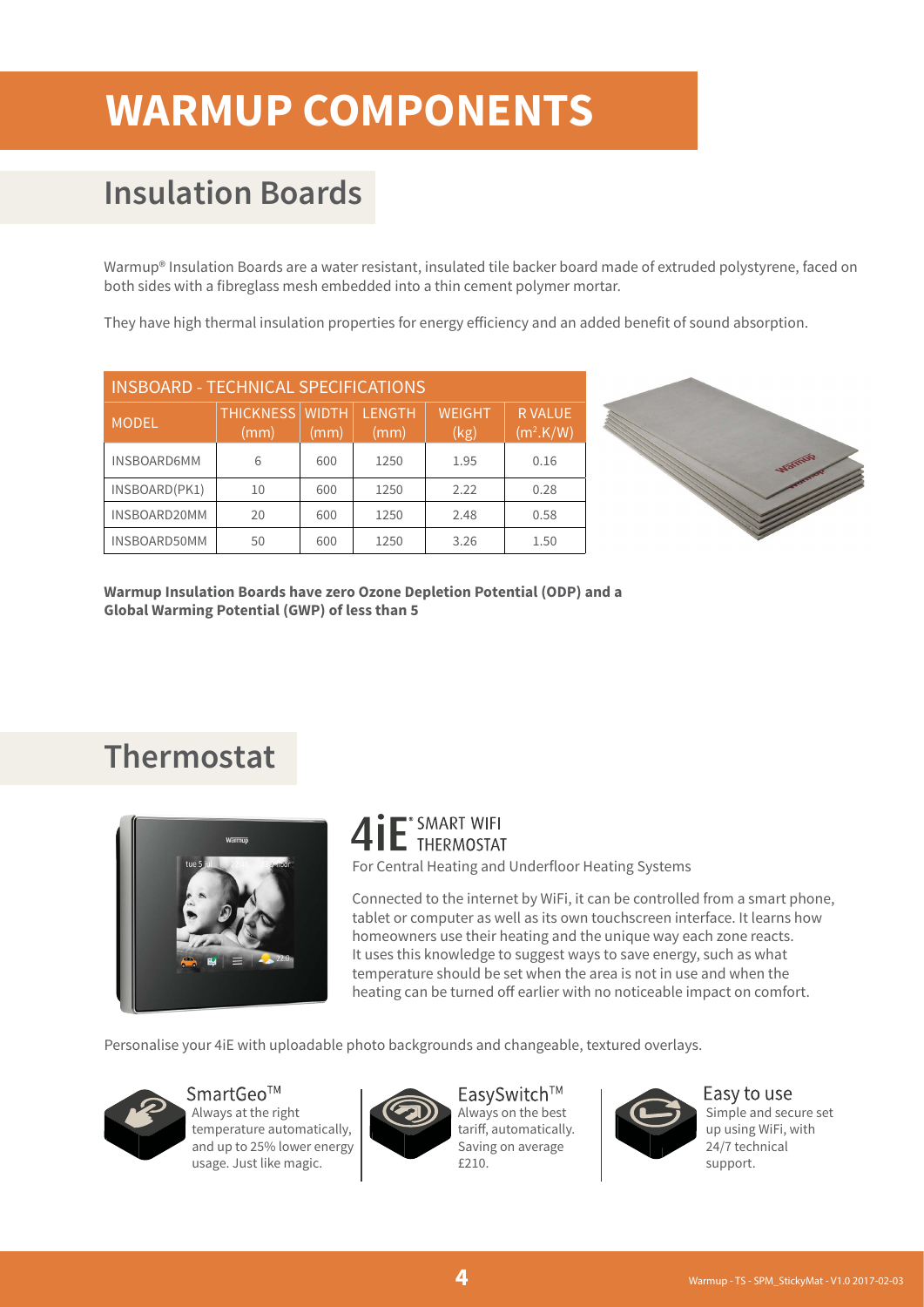# WARMUP COMPONENTS

## Insulation Boards

Warmup® Insulation Boards are a water resistant, insulated tile backer board made of extruded polystyrene, faced on both sides with a fibreglass mesh embedded into a thin cement polymer mortar.

They have high thermal insulation properties for energy efficiency and an added benefit of sound absorption.

| INSBOARD - TECHNICAL SPECIFICATIONS | | | | | |
|---|---|---|---|---|---|
| MODEL | THICKNESS (mm) | WIDTH (mm) | LENGTH (mm) | WEIGHT (kg) | R VALUE ($m^2.K/W$) |
| INSBOARD6MM | 6 | 600 | 1250 | 1.95 | 0.16 |
| INSBOARD(PK1) | 10 | 600 | 1250 | 2.22 | 0.28 |
| INSBOARD20MM | 20 | 600 | 1250 | 2.48 | 0.58 |
| INSBOARD50MM | 50 | 600 | 1250 | 3.26 | 1.50 |

**Warmup Insulation Boards have zero Ozone Depletion Potential (ODP) and a Global Warming Potential (GWP) of less than 5**

## Thermostat

### 4iE® SMART WIFI THERMOSTAT

For Central Heating and Underfloor Heating Systems

Connected to the internet by WiFi, it can be controlled from a smart phone, tablet or computer as well as its own touchscreen interface. It learns how homeowners use their heating and the unique way each zone reacts. It uses this knowledge to suggest ways to save energy, such as what temperature should be set when the area is not in use and when the heating can be turned off earlier with no noticeable impact on comfort.

Personalise your 4iE with uploadable photo backgrounds and changeable, textured overlays.

**SmartGeo™**
Always at the right temperature automatically, and up to 25% lower energy usage. Just like magic.

**EasySwitch™**
Always on the best tariff, automatically. Saving on average £210.

**Easy to use**
Simple and secure set up using WiFi, with 24/7 technical support.